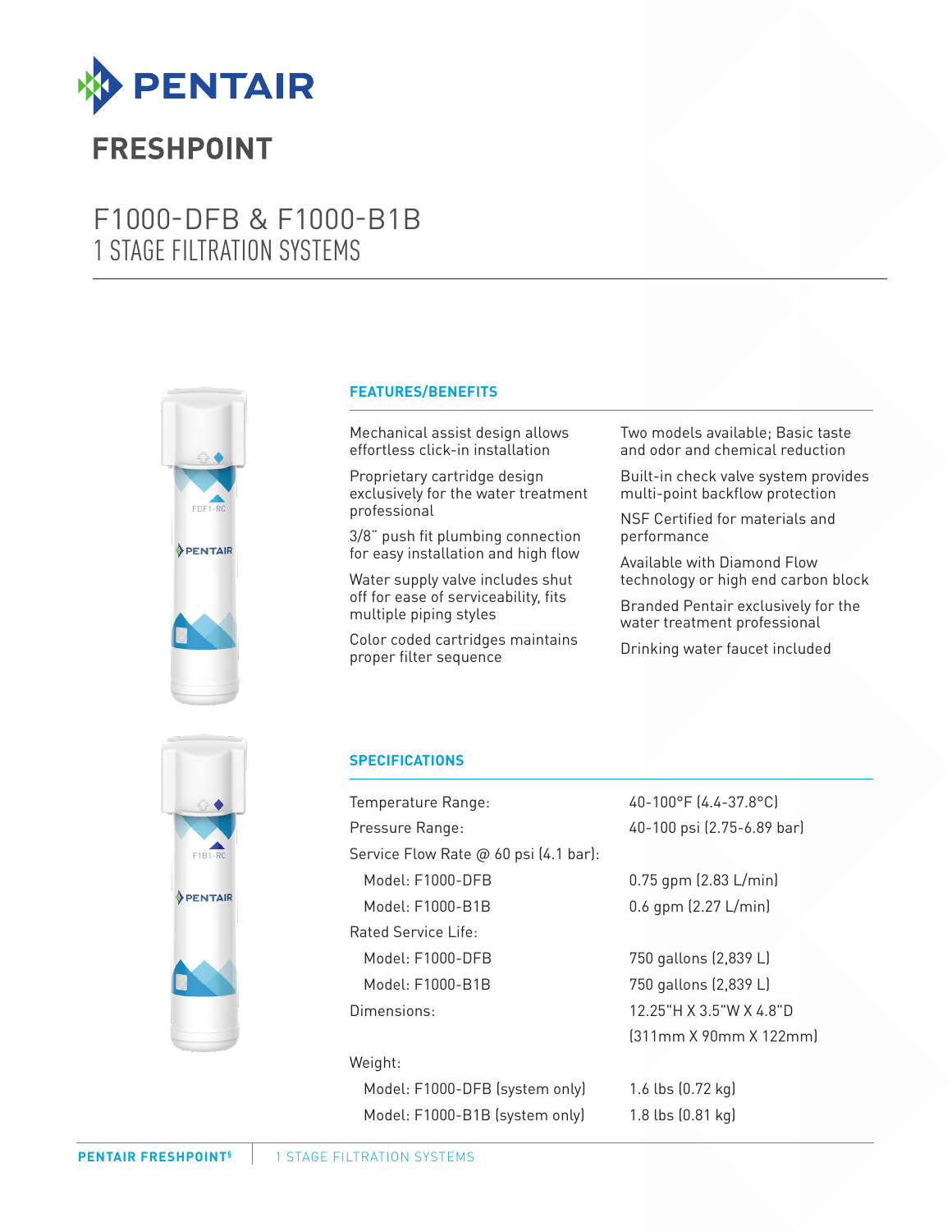# PENTAIR

## FRESHPOINT

# F1000-DFB & F1000-B1B
# 1 STAGE FILTRATION SYSTEMS

### FEATURES/BENEFITS

- Mechanical assist design allows effortless click-in installation
- Proprietary cartridge design exclusively for the water treatment professional
- 3/8" push fit plumbing connection for easy installation and high flow
- Water supply valve includes shut off for ease of serviceability, fits multiple piping styles
- Color coded cartridges maintains proper filter sequence
- Two models available; Basic taste and odor and chemical reduction
- Built-in check valve system provides multi-point backflow protection
- NSF Certified for materials and performance
- Available with Diamond Flow technology or high end carbon block
- Branded Pentair exclusively for the water treatment professional
- Drinking water faucet included

### SPECIFICATIONS

| | |
|---|---|
| Temperature Range: | 40-100°F (4.4-37.8°C) |
| Pressure Range: | 40-100 psi (2.75-6.89 bar) |
| Service Flow Rate @ 60 psi (4.1 bar): | |
| Model: F1000-DFB | 0.75 gpm (2.83 L/min) |
| Model: F1000-B1B | 0.6 gpm (2.27 L/min) |
| Rated Service Life: | |
| Model: F1000-DFB | 750 gallons (2,839 L) |
| Model: F1000-B1B | 750 gallons (2,839 L) |
| Dimensions: | 12.25"H X 3.5"W X 4.8"D (311mm X 90mm X 122mm) |
| Weight: | |
| Model: F1000-DFB (system only) | 1.6 lbs (0.72 kg) |
| Model: F1000-B1B (system only) | 1.8 lbs (0.81 kg) |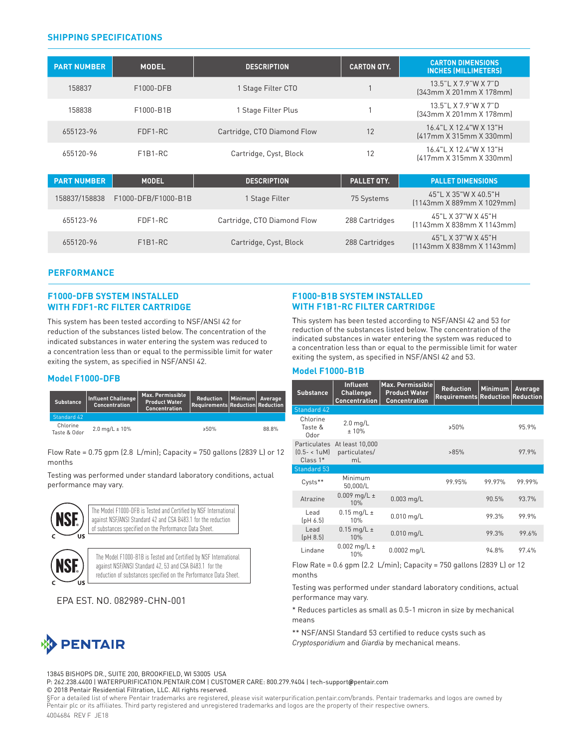## SHIPPING SPECIFICATIONS

| PART NUMBER | MODEL | DESCRIPTION | CARTON QTY. | CARTON DIMENSIONS INCHES (MILLIMETERS) |
|---|---|---|---|---|
| 158837 | F1000-DFB | 1 Stage Filter CTO | 1 | 13.5"L X 7.9"W X 7"D (343mm X 201mm X 178mm) |
| 158838 | F1000-B1B | 1 Stage Filter Plus | 1 | 13.5"L X 7.9"W X 7"D (343mm X 201mm X 178mm) |
| 655123-96 | FDF1-RC | Cartridge, CTO Diamond Flow | 12 | 16.4"L X 12.4"W X 13"H (417mm X 315mm X 330mm) |
| 655120-96 | F1B1-RC | Cartridge, Cyst, Block | 12 | 16.4"L X 12.4"W X 13"H (417mm X 315mm X 330mm) |

| PART NUMBER | MODEL | DESCRIPTION | PALLET QTY. | PALLET DIMENSIONS |
|---|---|---|---|---|
| 158837/158838 | F1000-DFB/F1000-B1B | 1 Stage Filter | 75 Systems | 45"L X 35"W X 40.5"H (1143mm X 889mm X 1029mm) |
| 655123-96 | FDF1-RC | Cartridge, CTO Diamond Flow | 288 Cartridges | 45"L X 37"W X 45"H (1143mm X 838mm X 1143mm) |
| 655120-96 | F1B1-RC | Cartridge, Cyst, Block | 288 Cartridges | 45"L X 37"W X 45"H (1143mm X 838mm X 1143mm) |

## PERFORMANCE

### F1000-DFB SYSTEM INSTALLED WITH FDF1-RC FILTER CARTRIDGE

This system has been tested according to NSF/ANSI 42 for reduction of the substances listed below. The concentration of the indicated substances in water entering the system was reduced to a concentration less than or equal to the permissible limit for water exiting the system, as specified in NSF/ANSI 42.

### Model F1000-DFB

| Substance | Influent Challenge Concentration | Max. Permissible Product Water Concentration | Reduction Requirements | Minimum Reduction | Average Reduction |
|---|---|---|---|---|---|
| Standard 42 | | | | | |
| Chlorine Taste & Odor | 2.0 mg/L ± 10% | | ≥50% | | 88.8% |

Flow Rate = 0.75 gpm (2.8 L/min); Capacity = 750 gallons (2839 L) or 12 months

Testing was performed under standard laboratory conditions, actual performance may vary.

The Model F1000-DFB is Tested and Certified by NSF International against NSF/ANSI Standard 42 and CSA B483.1 for the reduction of substances specified on the Performance Data Sheet.

The Model F1000-B1B is Tested and Certified by NSF International against NSF/ANSI Standard 42, 53 and CSA B483.1 for the reduction of substances specified on the Performance Data Sheet.

EPA EST. NO. 082989-CHN-001

### F1000-B1B SYSTEM INSTALLED WITH F1B1-RC FILTER CARTRIDGE

This system has been tested according to NSF/ANSI 42 and 53 for reduction of the substances listed below. The concentration of the indicated substances in water entering the system was reduced to a concentration less than or equal to the permissible limit for water exiting the system, as specified in NSF/ANSI 42 and 53.

### Model F1000-B1B

| Substance | Influent Challenge Concentration | Max. Permissible Product Water Concentration | Reduction Requirements | Minimum Reduction | Average Reduction |
|---|---|---|---|---|---|
| Standard 42 | | | | | |
| Chlorine Taste & Odor | 2.0 mg/L ± 10% | | ≥50% | | 95.9% |
| Particulates (0.5- < 1uM) Class 1* | At least 10,000 particulates/ mL | | >85% | | 97.9% |
| Standard 53 | | | | | |
| Cysts** | Minimum 50,000/L | | 99.95% | 99.97% | 99.99% |
| Atrazine | 0.009 mg/L ± 10% | 0.003 mg/L | | 90.5% | 93.7% |
| Lead (pH 6.5) | 0.15 mg/L ± 10% | 0.010 mg/L | | 99.3% | 99.9% |
| Lead (pH 8.5) | 0.15 mg/L ± 10% | 0.010 mg/L | | 99.3% | 99.6% |
| Lindane | 0.002 mg/L ± 10% | 0.0002 mg/L | | 94.8% | 97.4% |

Flow Rate = 0.6 gpm (2.2 L/min); Capacity = 750 gallons (2839 L) or 12 months

Testing was performed under standard laboratory conditions, actual performance may vary.

* Reduces particles as small as 0.5-1 micron in size by mechanical means

** NSF/ANSI Standard 53 certified to reduce cysts such as *Cryptosporidium* and *Giardia* by mechanical means.

PENTAIR

13845 BISHOPS DR., SUITE 200, BROOKFIELD, WI 53005 USA
P: 262.238.4400 | WATERPURIFICATION.PENTAIR.COM | CUSTOMER CARE: 800.279.9404 | tech-support@pentair.com
© 2018 Pentair Residential Filtration, LLC. All rights reserved.
§For a detailed list of where Pentair trademarks are registered, please visit waterpurification.pentair.com/brands. Pentair trademarks and logos are owned by Pentair plc or its affiliates. Third party registered and unregistered trademarks and logos are the property of their respective owners.
4004684 REV F JE18